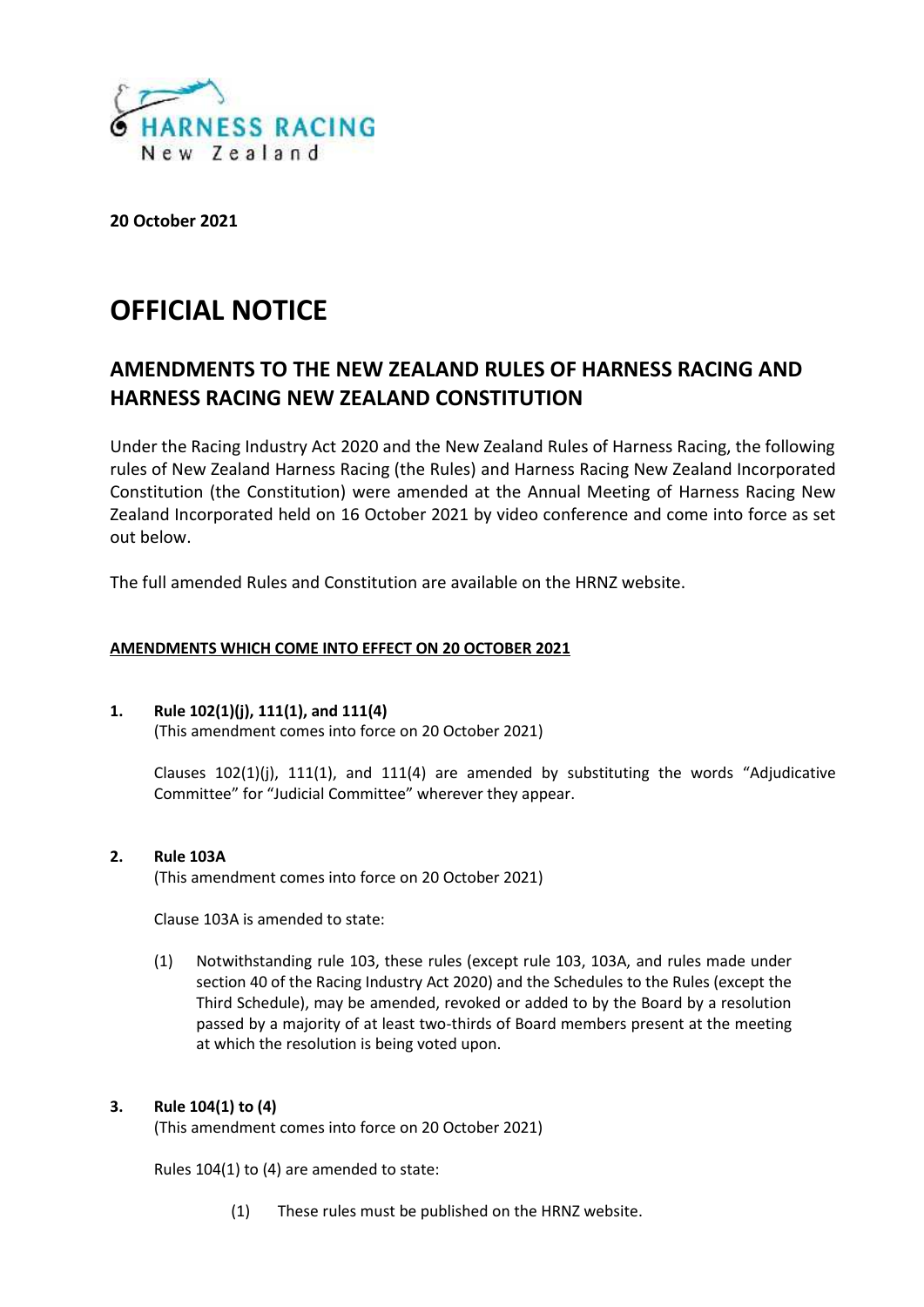**20 October 2021**

# OFFICIAL NOTICE

## AMENDMENTS TO THE NEW ZEALAND RULES OF HARNESS RACING AND HARNESS RACING NEW ZEALAND CONSTITUTION

Under the Racing Industry Act 2020 and the New Zealand Rules of Harness Racing, the following rules of New Zealand Harness Racing (the Rules) and Harness Racing New Zealand Incorporated Constitution (the Constitution) were amended at the Annual Meeting of Harness Racing New Zealand Incorporated held on 16 October 2021 by video conference and come into force as set out below.

The full amended Rules and Constitution are available on the HRNZ website.

**AMENDMENTS WHICH COME INTO EFFECT ON 20 OCTOBER 2021**

**1. Rule 102(1)(j), 111(1), and 111(4)**
(This amendment comes into force on 20 October 2021)

Clauses 102(1)(j), 111(1), and 111(4) are amended by substituting the words "Adjudicative Committee" for "Judicial Committee" wherever they appear.

**2. Rule 103A**
(This amendment comes into force on 20 October 2021)

Clause 103A is amended to state:

(1) Notwithstanding rule 103, these rules (except rule 103, 103A, and rules made under section 40 of the Racing Industry Act 2020) and the Schedules to the Rules (except the Third Schedule), may be amended, revoked or added to by the Board by a resolution passed by a majority of at least two-thirds of Board members present at the meeting at which the resolution is being voted upon.

**3. Rule 104(1) to (4)**
(This amendment comes into force on 20 October 2021)

Rules 104(1) to (4) are amended to state:

(1) These rules must be published on the HRNZ website.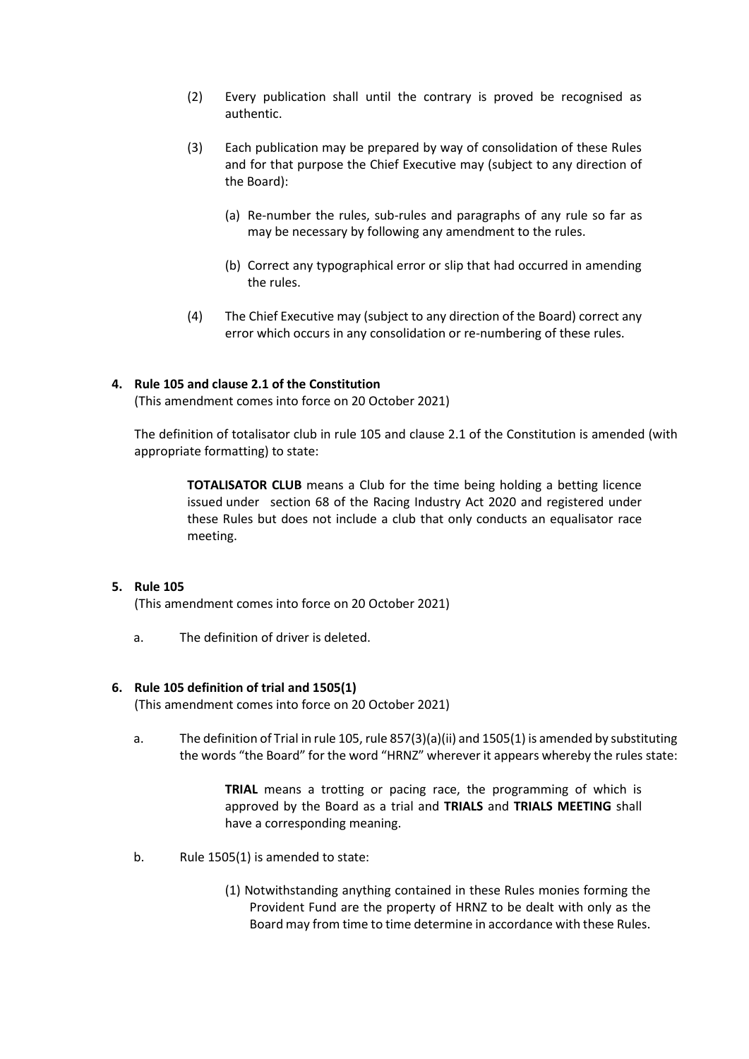(2) Every publication shall until the contrary is proved be recognised as authentic.

(3) Each publication may be prepared by way of consolidation of these Rules and for that purpose the Chief Executive may (subject to any direction of the Board):

   (a) Re-number the rules, sub-rules and paragraphs of any rule so far as may be necessary by following any amendment to the rules.

   (b) Correct any typographical error or slip that had occurred in amending the rules.

(4) The Chief Executive may (subject to any direction of the Board) correct any error which occurs in any consolidation or re-numbering of these rules.

**4. Rule 105 and clause 2.1 of the Constitution**

(This amendment comes into force on 20 October 2021)

The definition of totalisator club in rule 105 and clause 2.1 of the Constitution is amended (with appropriate formatting) to state:

> **TOTALISATOR CLUB** means a Club for the time being holding a betting licence issued under section 68 of the Racing Industry Act 2020 and registered under these Rules but does not include a club that only conducts an equalisator race meeting.

**5. Rule 105**

(This amendment comes into force on 20 October 2021)

a. The definition of driver is deleted.

**6. Rule 105 definition of trial and 1505(1)**

(This amendment comes into force on 20 October 2021)

a. The definition of Trial in rule 105, rule 857(3)(a)(ii) and 1505(1) is amended by substituting the words "the Board" for the word "HRNZ" wherever it appears whereby the rules state:

> **TRIAL** means a trotting or pacing race, the programming of which is approved by the Board as a trial and **TRIALS** and **TRIALS MEETING** shall have a corresponding meaning.

b. Rule 1505(1) is amended to state:

> (1) Notwithstanding anything contained in these Rules monies forming the Provident Fund are the property of HRNZ to be dealt with only as the Board may from time to time determine in accordance with these Rules.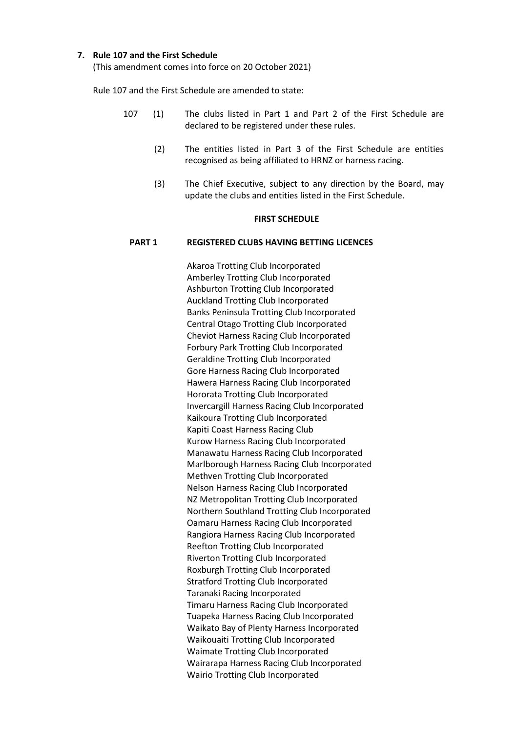**7. Rule 107 and the First Schedule**

(This amendment comes into force on 20 October 2021)

Rule 107 and the First Schedule are amended to state:

107 (1) The clubs listed in Part 1 and Part 2 of the First Schedule are declared to be registered under these rules.

(2) The entities listed in Part 3 of the First Schedule are entities recognised as being affiliated to HRNZ or harness racing.

(3) The Chief Executive, subject to any direction by the Board, may update the clubs and entities listed in the First Schedule.

**FIRST SCHEDULE**

**PART 1 REGISTERED CLUBS HAVING BETTING LICENCES**

Akaroa Trotting Club Incorporated
Amberley Trotting Club Incorporated
Ashburton Trotting Club Incorporated
Auckland Trotting Club Incorporated
Banks Peninsula Trotting Club Incorporated
Central Otago Trotting Club Incorporated
Cheviot Harness Racing Club Incorporated
Forbury Park Trotting Club Incorporated
Geraldine Trotting Club Incorporated
Gore Harness Racing Club Incorporated
Hawera Harness Racing Club Incorporated
Hororata Trotting Club Incorporated
Invercargill Harness Racing Club Incorporated
Kaikoura Trotting Club Incorporated
Kapiti Coast Harness Racing Club
Kurow Harness Racing Club Incorporated
Manawatu Harness Racing Club Incorporated
Marlborough Harness Racing Club Incorporated
Methven Trotting Club Incorporated
Nelson Harness Racing Club Incorporated
NZ Metropolitan Trotting Club Incorporated
Northern Southland Trotting Club Incorporated
Oamaru Harness Racing Club Incorporated
Rangiora Harness Racing Club Incorporated
Reefton Trotting Club Incorporated
Riverton Trotting Club Incorporated
Roxburgh Trotting Club Incorporated
Stratford Trotting Club Incorporated
Taranaki Racing Incorporated
Timaru Harness Racing Club Incorporated
Tuapeka Harness Racing Club Incorporated
Waikato Bay of Plenty Harness Incorporated
Waikouaiti Trotting Club Incorporated
Waimate Trotting Club Incorporated
Wairarapa Harness Racing Club Incorporated
Wairio Trotting Club Incorporated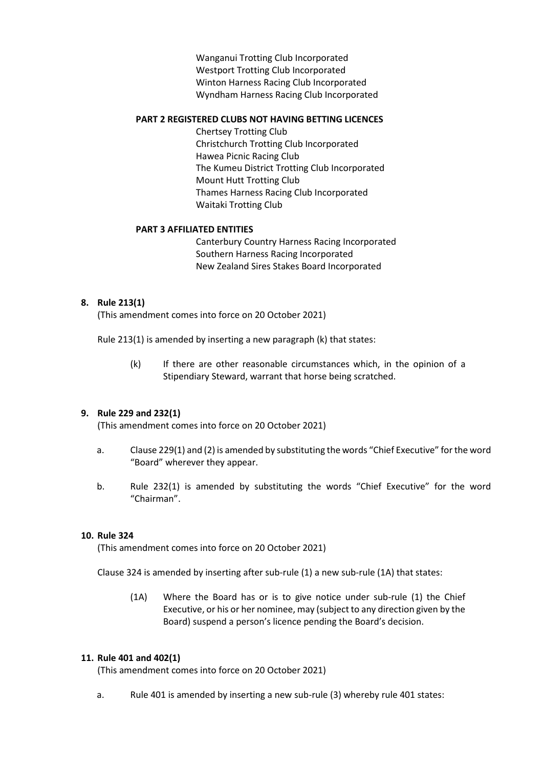Wanganui Trotting Club Incorporated
Westport Trotting Club Incorporated
Winton Harness Racing Club Incorporated
Wyndham Harness Racing Club Incorporated

**PART 2 REGISTERED CLUBS NOT HAVING BETTING LICENCES**

Chertsey Trotting Club
Christchurch Trotting Club Incorporated
Hawea Picnic Racing Club
The Kumeu District Trotting Club Incorporated
Mount Hutt Trotting Club
Thames Harness Racing Club Incorporated
Waitaki Trotting Club

**PART 3 AFFILIATED ENTITIES**

Canterbury Country Harness Racing Incorporated
Southern Harness Racing Incorporated
New Zealand Sires Stakes Board Incorporated

**8. Rule 213(1)**

(This amendment comes into force on 20 October 2021)

Rule 213(1) is amended by inserting a new paragraph (k) that states:

> (k) If there are other reasonable circumstances which, in the opinion of a Stipendiary Steward, warrant that horse being scratched.

**9. Rule 229 and 232(1)**

(This amendment comes into force on 20 October 2021)

a. Clause 229(1) and (2) is amended by substituting the words "Chief Executive" for the word "Board" wherever they appear.

b. Rule 232(1) is amended by substituting the words "Chief Executive" for the word "Chairman".

**10. Rule 324**

(This amendment comes into force on 20 October 2021)

Clause 324 is amended by inserting after sub-rule (1) a new sub-rule (1A) that states:

> (1A) Where the Board has or is to give notice under sub-rule (1) the Chief Executive, or his or her nominee, may (subject to any direction given by the Board) suspend a person's licence pending the Board's decision.

**11. Rule 401 and 402(1)**

(This amendment comes into force on 20 October 2021)

a. Rule 401 is amended by inserting a new sub-rule (3) whereby rule 401 states: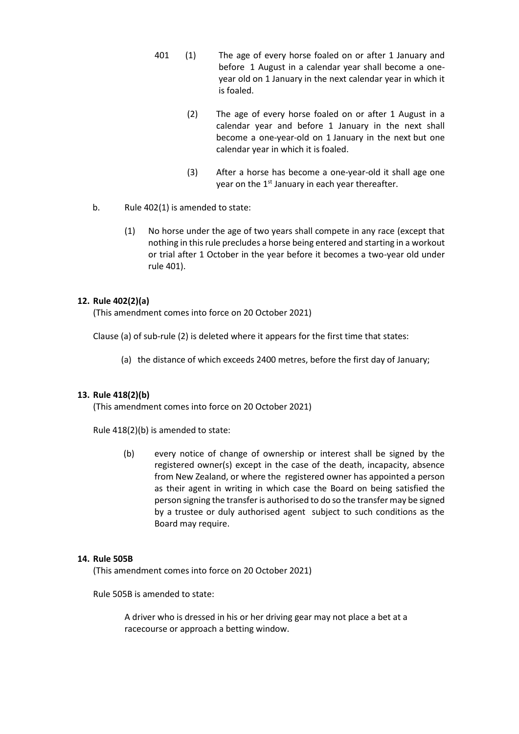401 (1) The age of every horse foaled on or after 1 January and before 1 August in a calendar year shall become a one-year old on 1 January in the next calendar year in which it is foaled.

(2) The age of every horse foaled on or after 1 August in a calendar year and before 1 January in the next shall become a one-year-old on 1 January in the next but one calendar year in which it is foaled.

(3) After a horse has become a one-year-old it shall age one year on the 1st January in each year thereafter.

b. Rule 402(1) is amended to state:

(1) No horse under the age of two years shall compete in any race (except that nothing in this rule precludes a horse being entered and starting in a workout or trial after 1 October in the year before it becomes a two-year old under rule 401).

**12. Rule 402(2)(a)**

(This amendment comes into force on 20 October 2021)

Clause (a) of sub-rule (2) is deleted where it appears for the first time that states:

(a) the distance of which exceeds 2400 metres, before the first day of January;

**13. Rule 418(2)(b)**

(This amendment comes into force on 20 October 2021)

Rule 418(2)(b) is amended to state:

(b) every notice of change of ownership or interest shall be signed by the registered owner(s) except in the case of the death, incapacity, absence from New Zealand, or where the registered owner has appointed a person as their agent in writing in which case the Board on being satisfied the person signing the transfer is authorised to do so the transfer may be signed by a trustee or duly authorised agent subject to such conditions as the Board may require.

**14. Rule 505B**

(This amendment comes into force on 20 October 2021)

Rule 505B is amended to state:

A driver who is dressed in his or her driving gear may not place a bet at a racecourse or approach a betting window.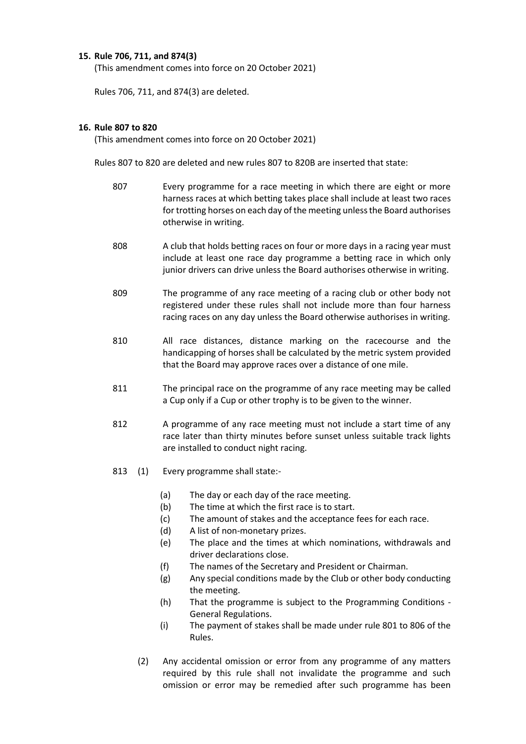**15. Rule 706, 711, and 874(3)**

(This amendment comes into force on 20 October 2021)

Rules 706, 711, and 874(3) are deleted.

**16. Rule 807 to 820**

(This amendment comes into force on 20 October 2021)

Rules 807 to 820 are deleted and new rules 807 to 820B are inserted that state:

807 Every programme for a race meeting in which there are eight or more harness races at which betting takes place shall include at least two races for trotting horses on each day of the meeting unless the Board authorises otherwise in writing.

808 A club that holds betting races on four or more days in a racing year must include at least one race day programme a betting race in which only junior drivers can drive unless the Board authorises otherwise in writing.

809 The programme of any race meeting of a racing club or other body not registered under these rules shall not include more than four harness racing races on any day unless the Board otherwise authorises in writing.

810 All race distances, distance marking on the racecourse and the handicapping of horses shall be calculated by the metric system provided that the Board may approve races over a distance of one mile.

811 The principal race on the programme of any race meeting may be called a Cup only if a Cup or other trophy is to be given to the winner.

812 A programme of any race meeting must not include a start time of any race later than thirty minutes before sunset unless suitable track lights are installed to conduct night racing.

813 (1) Every programme shall state:-

- (a) The day or each day of the race meeting.
- (b) The time at which the first race is to start.
- (c) The amount of stakes and the acceptance fees for each race.
- (d) A list of non-monetary prizes.
- (e) The place and the times at which nominations, withdrawals and driver declarations close.
- (f) The names of the Secretary and President or Chairman.
- (g) Any special conditions made by the Club or other body conducting the meeting.
- (h) That the programme is subject to the Programming Conditions - General Regulations.
- (i) The payment of stakes shall be made under rule 801 to 806 of the Rules.

(2) Any accidental omission or error from any programme of any matters required by this rule shall not invalidate the programme and such omission or error may be remedied after such programme has been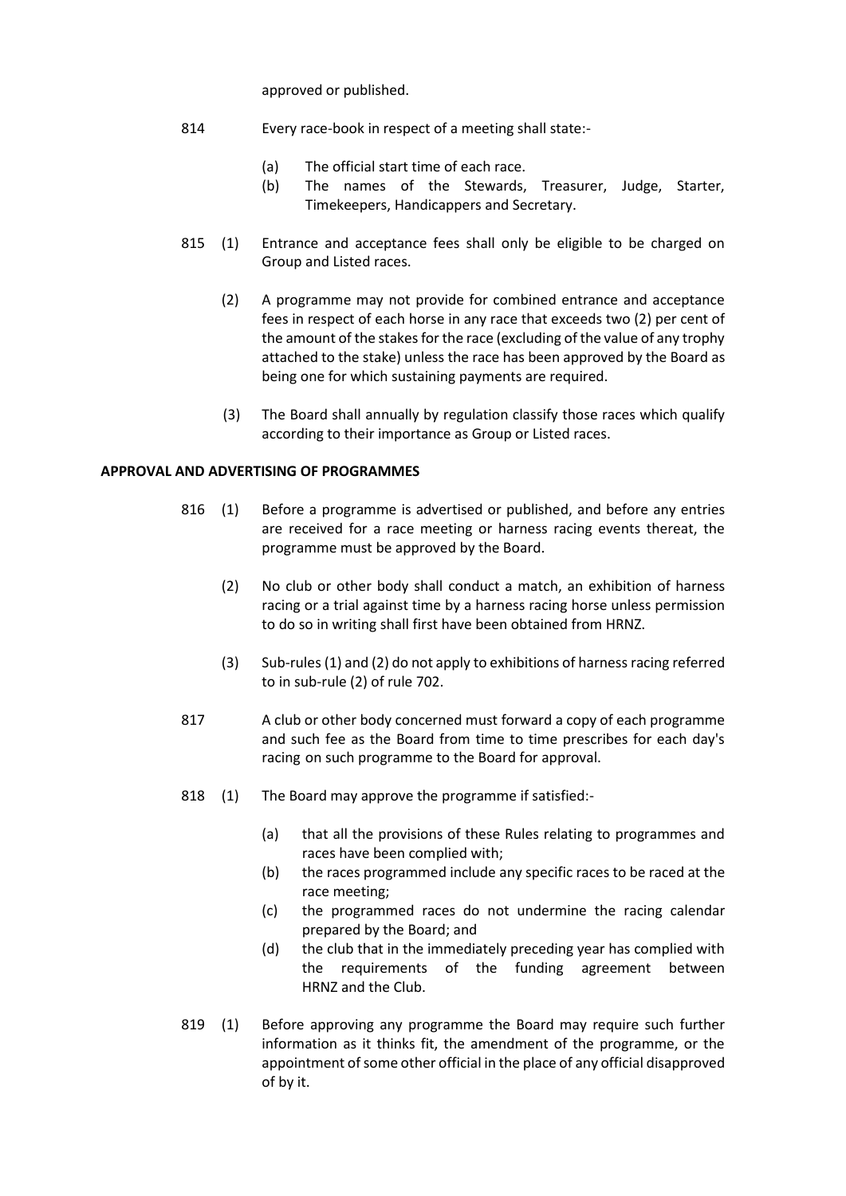approved or published.

814 Every race-book in respect of a meeting shall state:-

(a) The official start time of each race.
(b) The names of the Stewards, Treasurer, Judge, Starter, Timekeepers, Handicappers and Secretary.

815 (1) Entrance and acceptance fees shall only be eligible to be charged on Group and Listed races.

(2) A programme may not provide for combined entrance and acceptance fees in respect of each horse in any race that exceeds two (2) per cent of the amount of the stakes for the race (excluding of the value of any trophy attached to the stake) unless the race has been approved by the Board as being one for which sustaining payments are required.

(3) The Board shall annually by regulation classify those races which qualify according to their importance as Group or Listed races.

**APPROVAL AND ADVERTISING OF PROGRAMMES**

816 (1) Before a programme is advertised or published, and before any entries are received for a race meeting or harness racing events thereat, the programme must be approved by the Board.

(2) No club or other body shall conduct a match, an exhibition of harness racing or a trial against time by a harness racing horse unless permission to do so in writing shall first have been obtained from HRNZ.

(3) Sub-rules (1) and (2) do not apply to exhibitions of harness racing referred to in sub-rule (2) of rule 702.

817 A club or other body concerned must forward a copy of each programme and such fee as the Board from time to time prescribes for each day's racing on such programme to the Board for approval.

818 (1) The Board may approve the programme if satisfied:-

(a) that all the provisions of these Rules relating to programmes and races have been complied with;
(b) the races programmed include any specific races to be raced at the race meeting;
(c) the programmed races do not undermine the racing calendar prepared by the Board; and
(d) the club that in the immediately preceding year has complied with the requirements of the funding agreement between HRNZ and the Club.

819 (1) Before approving any programme the Board may require such further information as it thinks fit, the amendment of the programme, or the appointment of some other official in the place of any official disapproved of by it.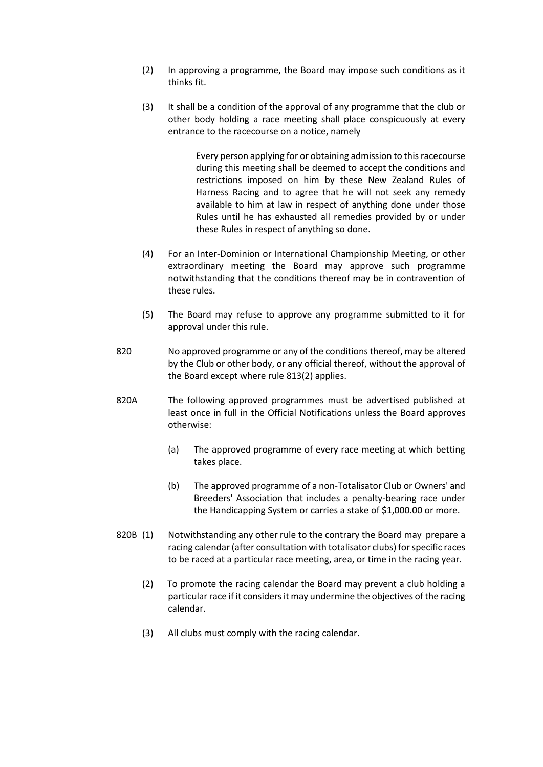(2) In approving a programme, the Board may impose such conditions as it thinks fit.

(3) It shall be a condition of the approval of any programme that the club or other body holding a race meeting shall place conspicuously at every entrance to the racecourse on a notice, namely

> Every person applying for or obtaining admission to this racecourse during this meeting shall be deemed to accept the conditions and restrictions imposed on him by these New Zealand Rules of Harness Racing and to agree that he will not seek any remedy available to him at law in respect of anything done under those Rules until he has exhausted all remedies provided by or under these Rules in respect of anything so done.

(4) For an Inter-Dominion or International Championship Meeting, or other extraordinary meeting the Board may approve such programme notwithstanding that the conditions thereof may be in contravention of these rules.

(5) The Board may refuse to approve any programme submitted to it for approval under this rule.

820 No approved programme or any of the conditions thereof, may be altered by the Club or other body, or any official thereof, without the approval of the Board except where rule 813(2) applies.

820A The following approved programmes must be advertised published at least once in full in the Official Notifications unless the Board approves otherwise:

(a) The approved programme of every race meeting at which betting takes place.

(b) The approved programme of a non-Totalisator Club or Owners' and Breeders' Association that includes a penalty-bearing race under the Handicapping System or carries a stake of $1,000.00 or more.

820B (1) Notwithstanding any other rule to the contrary the Board may prepare a racing calendar (after consultation with totalisator clubs) for specific races to be raced at a particular race meeting, area, or time in the racing year.

(2) To promote the racing calendar the Board may prevent a club holding a particular race if it considers it may undermine the objectives of the racing calendar.

(3) All clubs must comply with the racing calendar.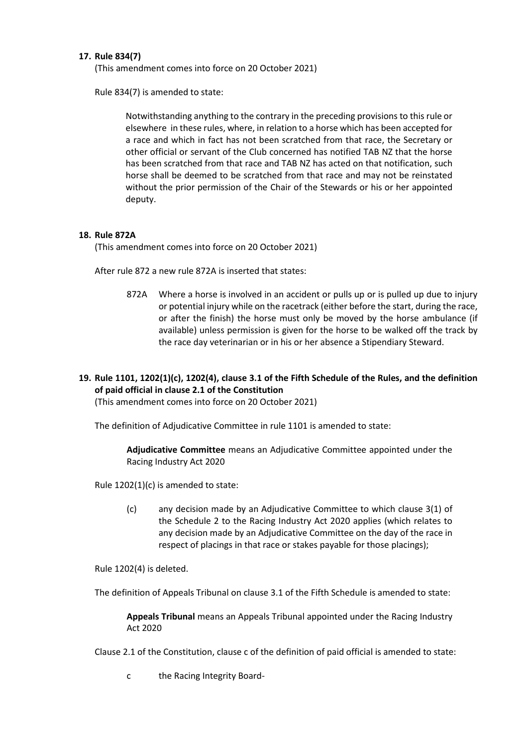**17. Rule 834(7)**

(This amendment comes into force on 20 October 2021)

Rule 834(7) is amended to state:

> Notwithstanding anything to the contrary in the preceding provisions to this rule or elsewhere in these rules, where, in relation to a horse which has been accepted for a race and which in fact has not been scratched from that race, the Secretary or other official or servant of the Club concerned has notified TAB NZ that the horse has been scratched from that race and TAB NZ has acted on that notification, such horse shall be deemed to be scratched from that race and may not be reinstated without the prior permission of the Chair of the Stewards or his or her appointed deputy.

**18. Rule 872A**

(This amendment comes into force on 20 October 2021)

After rule 872 a new rule 872A is inserted that states:

> 872A Where a horse is involved in an accident or pulls up or is pulled up due to injury or potential injury while on the racetrack (either before the start, during the race, or after the finish) the horse must only be moved by the horse ambulance (if available) unless permission is given for the horse to be walked off the track by the race day veterinarian or in his or her absence a Stipendiary Steward.

**19. Rule 1101, 1202(1)(c), 1202(4), clause 3.1 of the Fifth Schedule of the Rules, and the definition of paid official in clause 2.1 of the Constitution**

(This amendment comes into force on 20 October 2021)

The definition of Adjudicative Committee in rule 1101 is amended to state:

> **Adjudicative Committee** means an Adjudicative Committee appointed under the Racing Industry Act 2020

Rule 1202(1)(c) is amended to state:

> (c) any decision made by an Adjudicative Committee to which clause 3(1) of the Schedule 2 to the Racing Industry Act 2020 applies (which relates to any decision made by an Adjudicative Committee on the day of the race in respect of placings in that race or stakes payable for those placings);

Rule 1202(4) is deleted.

The definition of Appeals Tribunal on clause 3.1 of the Fifth Schedule is amended to state:

> **Appeals Tribunal** means an Appeals Tribunal appointed under the Racing Industry Act 2020

Clause 2.1 of the Constitution, clause c of the definition of paid official is amended to state:

> c the Racing Integrity Board-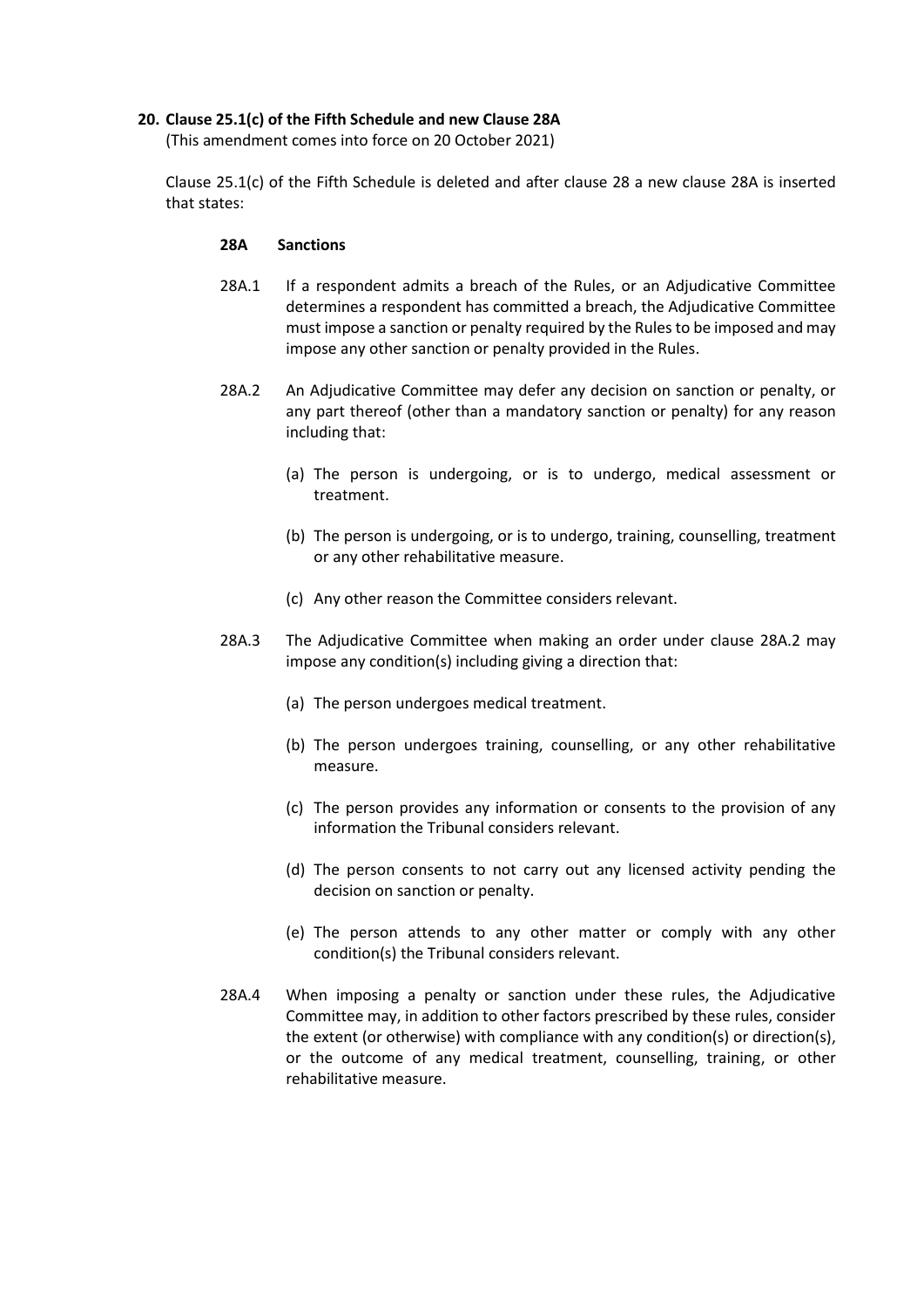## 20. Clause 25.1(c) of the Fifth Schedule and new Clause 28A

(This amendment comes into force on 20 October 2021)

Clause 25.1(c) of the Fifth Schedule is deleted and after clause 28 a new clause 28A is inserted that states:

### 28A Sanctions

28A.1 If a respondent admits a breach of the Rules, or an Adjudicative Committee determines a respondent has committed a breach, the Adjudicative Committee must impose a sanction or penalty required by the Rules to be imposed and may impose any other sanction or penalty provided in the Rules.

28A.2 An Adjudicative Committee may defer any decision on sanction or penalty, or any part thereof (other than a mandatory sanction or penalty) for any reason including that:

(a) The person is undergoing, or is to undergo, medical assessment or treatment.

(b) The person is undergoing, or is to undergo, training, counselling, treatment or any other rehabilitative measure.

(c) Any other reason the Committee considers relevant.

28A.3 The Adjudicative Committee when making an order under clause 28A.2 may impose any condition(s) including giving a direction that:

(a) The person undergoes medical treatment.

(b) The person undergoes training, counselling, or any other rehabilitative measure.

(c) The person provides any information or consents to the provision of any information the Tribunal considers relevant.

(d) The person consents to not carry out any licensed activity pending the decision on sanction or penalty.

(e) The person attends to any other matter or comply with any other condition(s) the Tribunal considers relevant.

28A.4 When imposing a penalty or sanction under these rules, the Adjudicative Committee may, in addition to other factors prescribed by these rules, consider the extent (or otherwise) with compliance with any condition(s) or direction(s), or the outcome of any medical treatment, counselling, training, or other rehabilitative measure.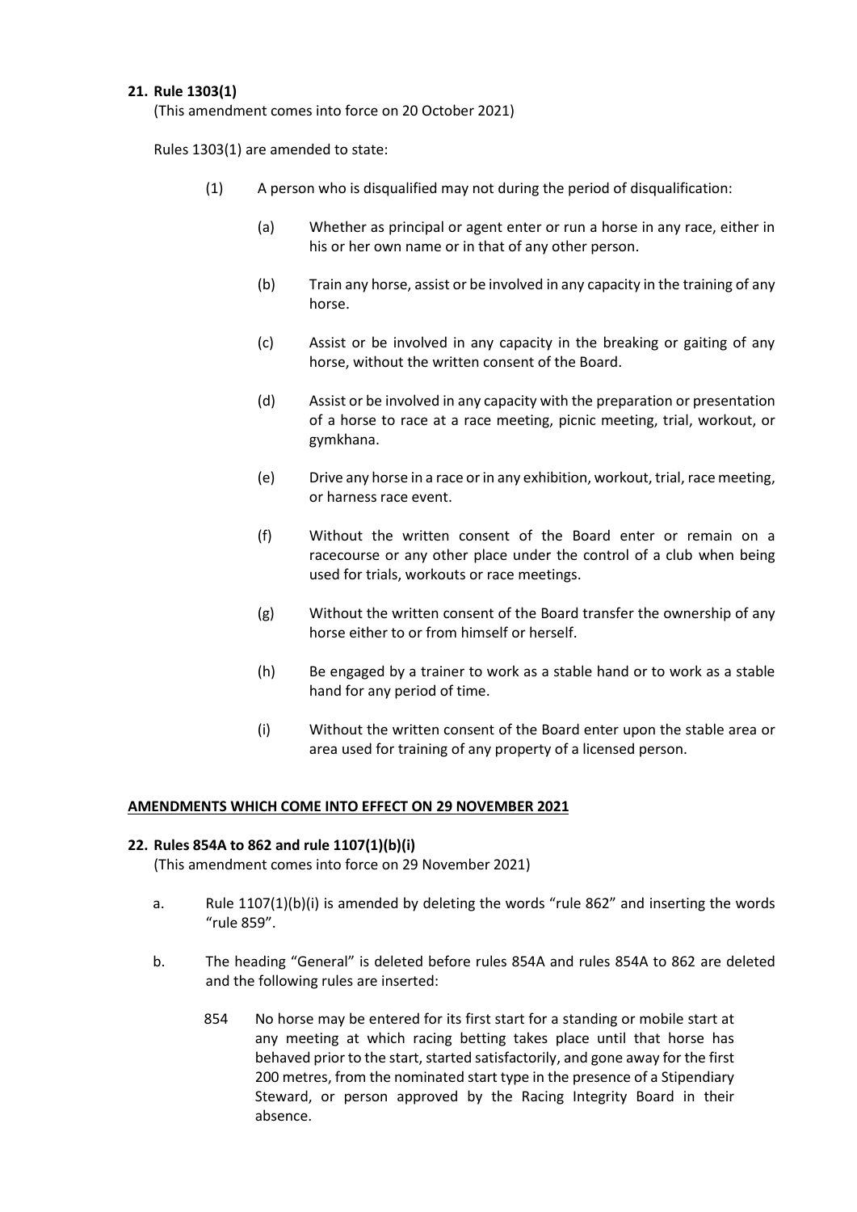**21. Rule 1303(1)**

(This amendment comes into force on 20 October 2021)

Rules 1303(1) are amended to state:

(1) A person who is disqualified may not during the period of disqualification:

(a) Whether as principal or agent enter or run a horse in any race, either in his or her own name or in that of any other person.

(b) Train any horse, assist or be involved in any capacity in the training of any horse.

(c) Assist or be involved in any capacity in the breaking or gaiting of any horse, without the written consent of the Board.

(d) Assist or be involved in any capacity with the preparation or presentation of a horse to race at a race meeting, picnic meeting, trial, workout, or gymkhana.

(e) Drive any horse in a race or in any exhibition, workout, trial, race meeting, or harness race event.

(f) Without the written consent of the Board enter or remain on a racecourse or any other place under the control of a club when being used for trials, workouts or race meetings.

(g) Without the written consent of the Board transfer the ownership of any horse either to or from himself or herself.

(h) Be engaged by a trainer to work as a stable hand or to work as a stable hand for any period of time.

(i) Without the written consent of the Board enter upon the stable area or area used for training of any property of a licensed person.

**AMENDMENTS WHICH COME INTO EFFECT ON 29 NOVEMBER 2021**

**22. Rules 854A to 862 and rule 1107(1)(b)(i)**

(This amendment comes into force on 29 November 2021)

a. Rule 1107(1)(b)(i) is amended by deleting the words "rule 862" and inserting the words "rule 859".

b. The heading "General" is deleted before rules 854A and rules 854A to 862 are deleted and the following rules are inserted:

854 No horse may be entered for its first start for a standing or mobile start at any meeting at which racing betting takes place until that horse has behaved prior to the start, started satisfactorily, and gone away for the first 200 metres, from the nominated start type in the presence of a Stipendiary Steward, or person approved by the Racing Integrity Board in their absence.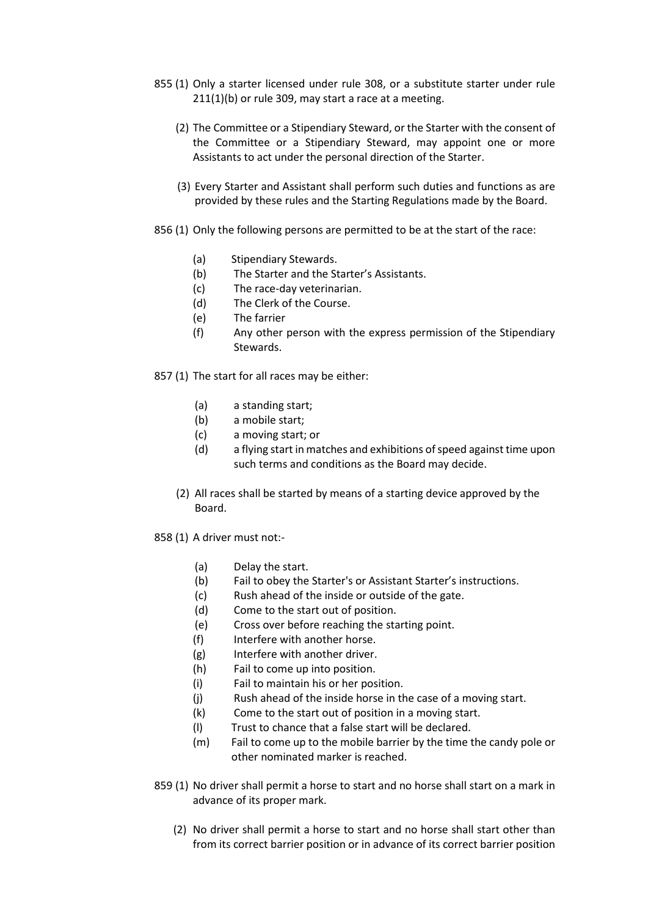855 (1) Only a starter licensed under rule 308, or a substitute starter under rule 211(1)(b) or rule 309, may start a race at a meeting.

(2) The Committee or a Stipendiary Steward, or the Starter with the consent of the Committee or a Stipendiary Steward, may appoint one or more Assistants to act under the personal direction of the Starter.

(3) Every Starter and Assistant shall perform such duties and functions as are provided by these rules and the Starting Regulations made by the Board.

856 (1) Only the following persons are permitted to be at the start of the race:

- (a) Stipendiary Stewards.
- (b) The Starter and the Starter's Assistants.
- (c) The race-day veterinarian.
- (d) The Clerk of the Course.
- (e) The farrier
- (f) Any other person with the express permission of the Stipendiary Stewards.

857 (1) The start for all races may be either:

- (a) a standing start;
- (b) a mobile start;
- (c) a moving start; or
- (d) a flying start in matches and exhibitions of speed against time upon such terms and conditions as the Board may decide.

(2) All races shall be started by means of a starting device approved by the Board.

858 (1) A driver must not:-

- (a) Delay the start.
- (b) Fail to obey the Starter's or Assistant Starter's instructions.
- (c) Rush ahead of the inside or outside of the gate.
- (d) Come to the start out of position.
- (e) Cross over before reaching the starting point.
- (f) Interfere with another horse.
- (g) Interfere with another driver.
- (h) Fail to come up into position.
- (i) Fail to maintain his or her position.
- (j) Rush ahead of the inside horse in the case of a moving start.
- (k) Come to the start out of position in a moving start.
- (l) Trust to chance that a false start will be declared.
- (m) Fail to come up to the mobile barrier by the time the candy pole or other nominated marker is reached.

859 (1) No driver shall permit a horse to start and no horse shall start on a mark in advance of its proper mark.

(2) No driver shall permit a horse to start and no horse shall start other than from its correct barrier position or in advance of its correct barrier position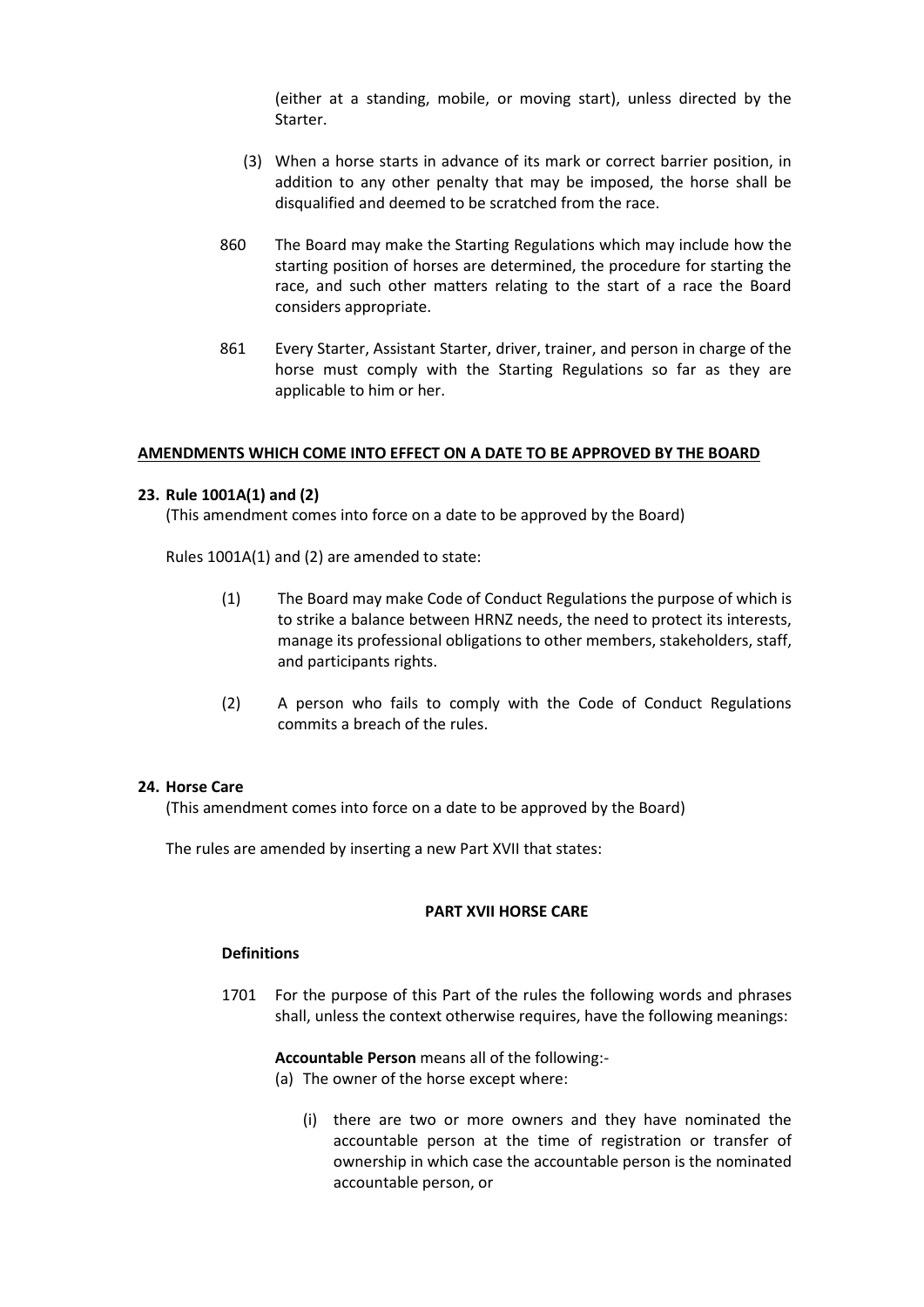(either at a standing, mobile, or moving start), unless directed by the Starter.

(3) When a horse starts in advance of its mark or correct barrier position, in addition to any other penalty that may be imposed, the horse shall be disqualified and deemed to be scratched from the race.

860 The Board may make the Starting Regulations which may include how the starting position of horses are determined, the procedure for starting the race, and such other matters relating to the start of a race the Board considers appropriate.

861 Every Starter, Assistant Starter, driver, trainer, and person in charge of the horse must comply with the Starting Regulations so far as they are applicable to him or her.

**AMENDMENTS WHICH COME INTO EFFECT ON A DATE TO BE APPROVED BY THE BOARD**

**23. Rule 1001A(1) and (2)**

(This amendment comes into force on a date to be approved by the Board)

Rules 1001A(1) and (2) are amended to state:

(1) The Board may make Code of Conduct Regulations the purpose of which is to strike a balance between HRNZ needs, the need to protect its interests, manage its professional obligations to other members, stakeholders, staff, and participants rights.

(2) A person who fails to comply with the Code of Conduct Regulations commits a breach of the rules.

**24. Horse Care**

(This amendment comes into force on a date to be approved by the Board)

The rules are amended by inserting a new Part XVII that states:

**PART XVII HORSE CARE**

**Definitions**

1701 For the purpose of this Part of the rules the following words and phrases shall, unless the context otherwise requires, have the following meanings:

**Accountable Person** means all of the following:-

(a) The owner of the horse except where:

(i) there are two or more owners and they have nominated the accountable person at the time of registration or transfer of ownership in which case the accountable person is the nominated accountable person, or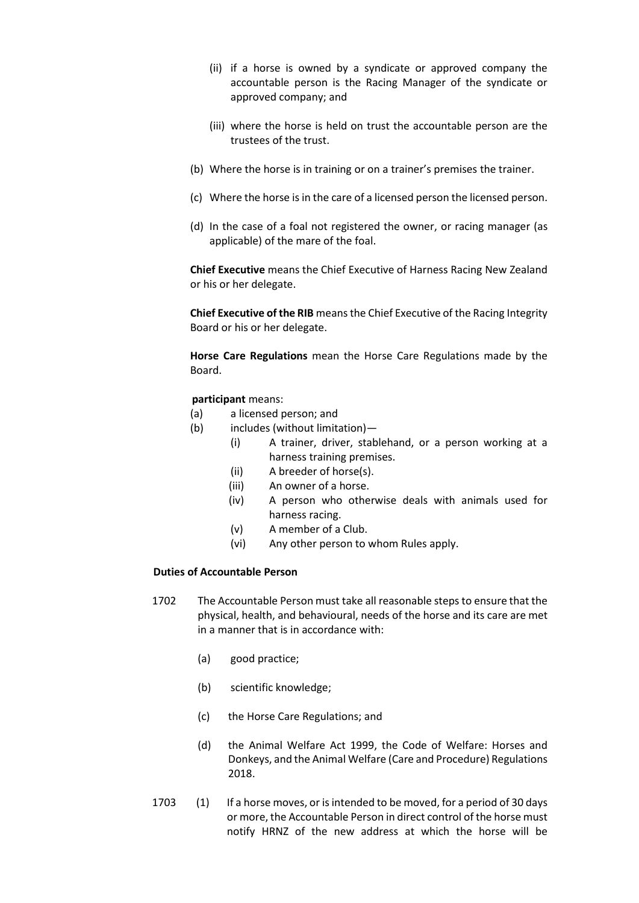(ii) if a horse is owned by a syndicate or approved company the accountable person is the Racing Manager of the syndicate or approved company; and

(iii) where the horse is held on trust the accountable person are the trustees of the trust.

(b) Where the horse is in training or on a trainer's premises the trainer.

(c) Where the horse is in the care of a licensed person the licensed person.

(d) In the case of a foal not registered the owner, or racing manager (as applicable) of the mare of the foal.

**Chief Executive** means the Chief Executive of Harness Racing New Zealand or his or her delegate.

**Chief Executive of the RIB** means the Chief Executive of the Racing Integrity Board or his or her delegate.

**Horse Care Regulations** mean the Horse Care Regulations made by the Board.

**participant** means:

(a) a licensed person; and

(b) includes (without limitation)—

  (i) A trainer, driver, stablehand, or a person working at a harness training premises.

  (ii) A breeder of horse(s).

  (iii) An owner of a horse.

  (iv) A person who otherwise deals with animals used for harness racing.

  (v) A member of a Club.

  (vi) Any other person to whom Rules apply.

**Duties of Accountable Person**

1702 The Accountable Person must take all reasonable steps to ensure that the physical, health, and behavioural, needs of the horse and its care are met in a manner that is in accordance with:

(a) good practice;

(b) scientific knowledge;

(c) the Horse Care Regulations; and

(d) the Animal Welfare Act 1999, the Code of Welfare: Horses and Donkeys, and the Animal Welfare (Care and Procedure) Regulations 2018.

1703 (1) If a horse moves, or is intended to be moved, for a period of 30 days or more, the Accountable Person in direct control of the horse must notify HRNZ of the new address at which the horse will be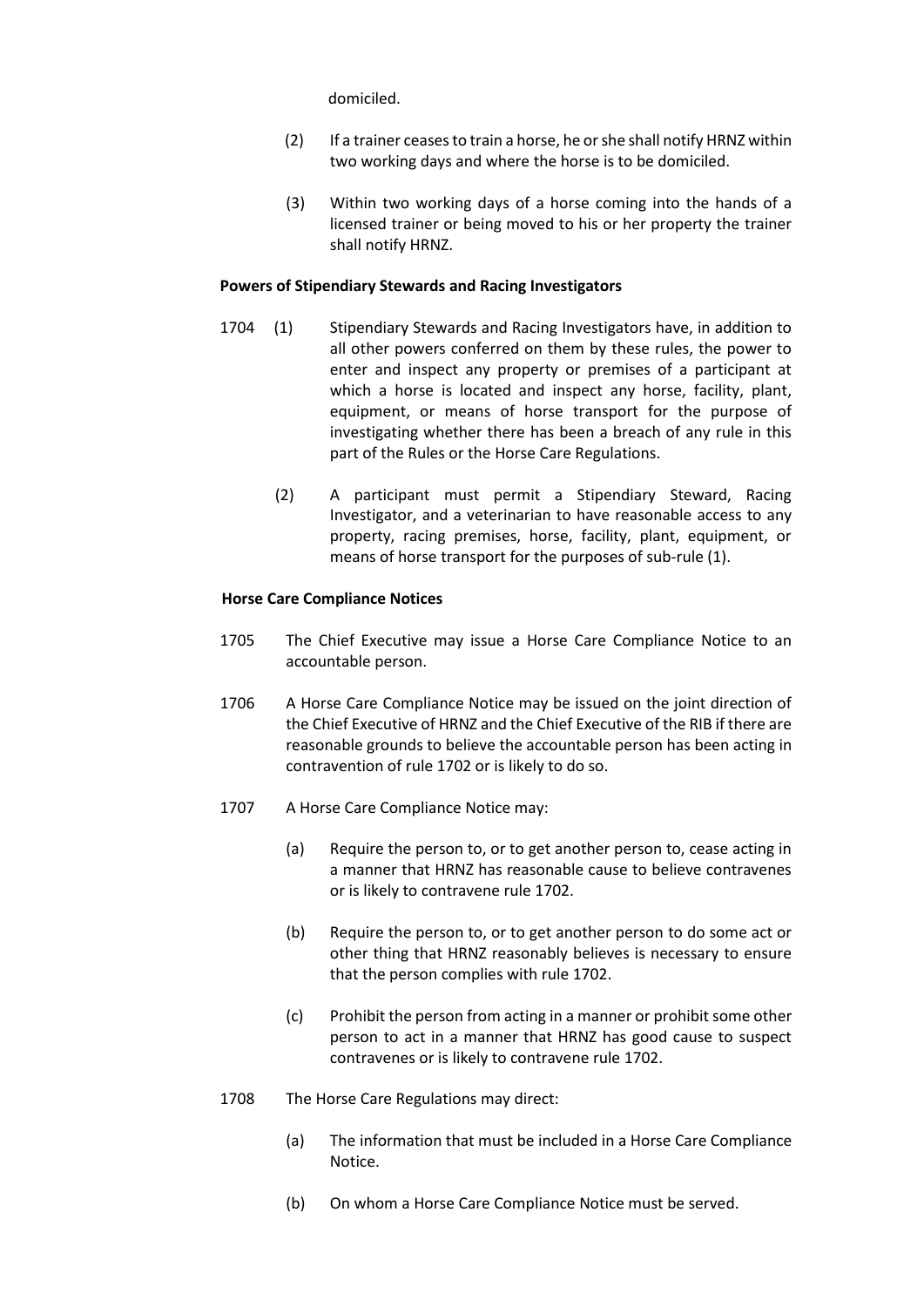domiciled.

(2) If a trainer ceases to train a horse, he or she shall notify HRNZ within two working days and where the horse is to be domiciled.

(3) Within two working days of a horse coming into the hands of a licensed trainer or being moved to his or her property the trainer shall notify HRNZ.

**Powers of Stipendiary Stewards and Racing Investigators**

1704 (1) Stipendiary Stewards and Racing Investigators have, in addition to all other powers conferred on them by these rules, the power to enter and inspect any property or premises of a participant at which a horse is located and inspect any horse, facility, plant, equipment, or means of horse transport for the purpose of investigating whether there has been a breach of any rule in this part of the Rules or the Horse Care Regulations.

(2) A participant must permit a Stipendiary Steward, Racing Investigator, and a veterinarian to have reasonable access to any property, racing premises, horse, facility, plant, equipment, or means of horse transport for the purposes of sub-rule (1).

**Horse Care Compliance Notices**

1705 The Chief Executive may issue a Horse Care Compliance Notice to an accountable person.

1706 A Horse Care Compliance Notice may be issued on the joint direction of the Chief Executive of HRNZ and the Chief Executive of the RIB if there are reasonable grounds to believe the accountable person has been acting in contravention of rule 1702 or is likely to do so.

1707 A Horse Care Compliance Notice may:

(a) Require the person to, or to get another person to, cease acting in a manner that HRNZ has reasonable cause to believe contravenes or is likely to contravene rule 1702.

(b) Require the person to, or to get another person to do some act or other thing that HRNZ reasonably believes is necessary to ensure that the person complies with rule 1702.

(c) Prohibit the person from acting in a manner or prohibit some other person to act in a manner that HRNZ has good cause to suspect contravenes or is likely to contravene rule 1702.

1708 The Horse Care Regulations may direct:

(a) The information that must be included in a Horse Care Compliance Notice.

(b) On whom a Horse Care Compliance Notice must be served.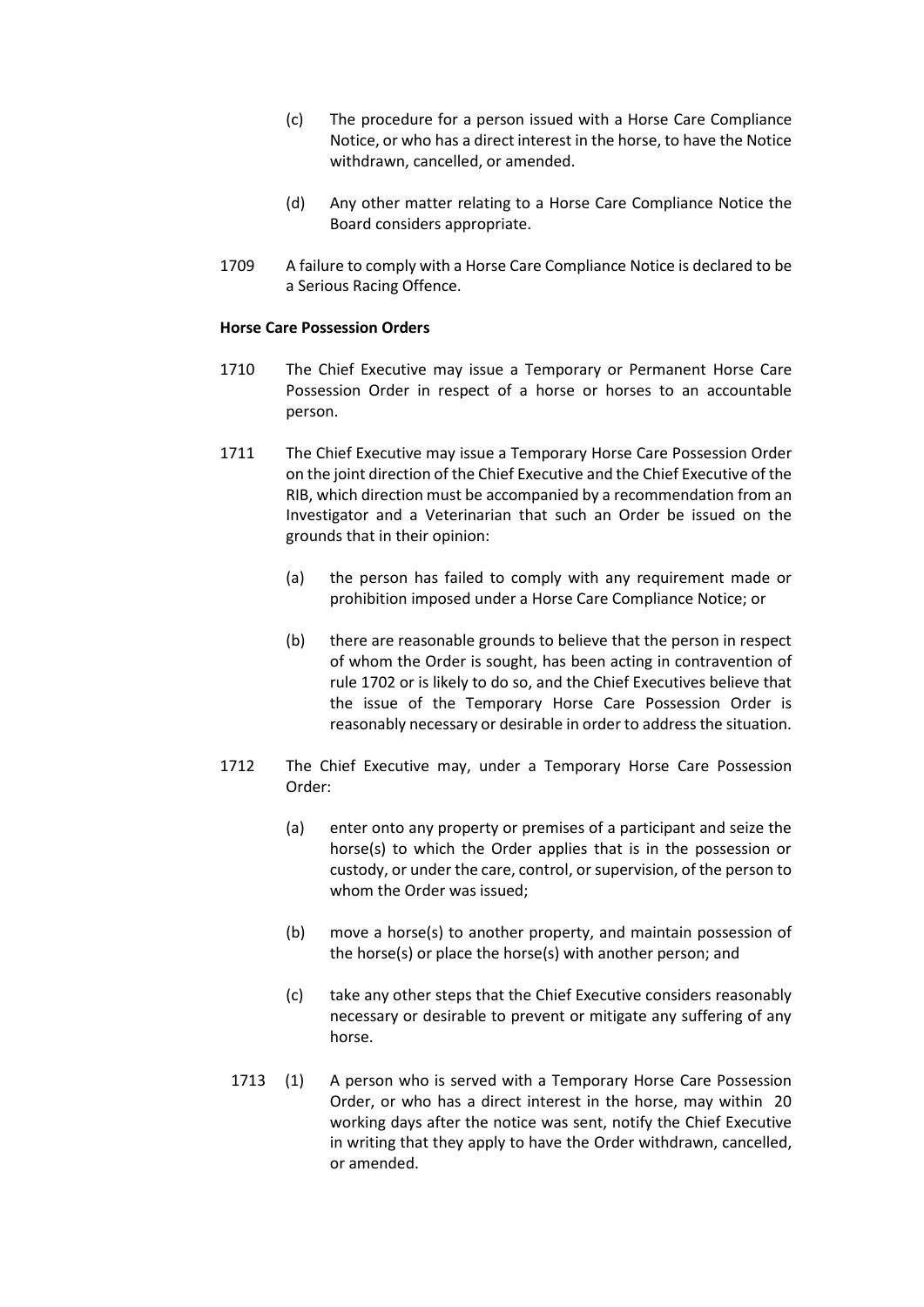(c) The procedure for a person issued with a Horse Care Compliance Notice, or who has a direct interest in the horse, to have the Notice withdrawn, cancelled, or amended.

(d) Any other matter relating to a Horse Care Compliance Notice the Board considers appropriate.

1709 A failure to comply with a Horse Care Compliance Notice is declared to be a Serious Racing Offence.

**Horse Care Possession Orders**

1710 The Chief Executive may issue a Temporary or Permanent Horse Care Possession Order in respect of a horse or horses to an accountable person.

1711 The Chief Executive may issue a Temporary Horse Care Possession Order on the joint direction of the Chief Executive and the Chief Executive of the RIB, which direction must be accompanied by a recommendation from an Investigator and a Veterinarian that such an Order be issued on the grounds that in their opinion:

(a) the person has failed to comply with any requirement made or prohibition imposed under a Horse Care Compliance Notice; or

(b) there are reasonable grounds to believe that the person in respect of whom the Order is sought, has been acting in contravention of rule 1702 or is likely to do so, and the Chief Executives believe that the issue of the Temporary Horse Care Possession Order is reasonably necessary or desirable in order to address the situation.

1712 The Chief Executive may, under a Temporary Horse Care Possession Order:

(a) enter onto any property or premises of a participant and seize the horse(s) to which the Order applies that is in the possession or custody, or under the care, control, or supervision, of the person to whom the Order was issued;

(b) move a horse(s) to another property, and maintain possession of the horse(s) or place the horse(s) with another person; and

(c) take any other steps that the Chief Executive considers reasonably necessary or desirable to prevent or mitigate any suffering of any horse.

1713 (1) A person who is served with a Temporary Horse Care Possession Order, or who has a direct interest in the horse, may within 20 working days after the notice was sent, notify the Chief Executive in writing that they apply to have the Order withdrawn, cancelled, or amended.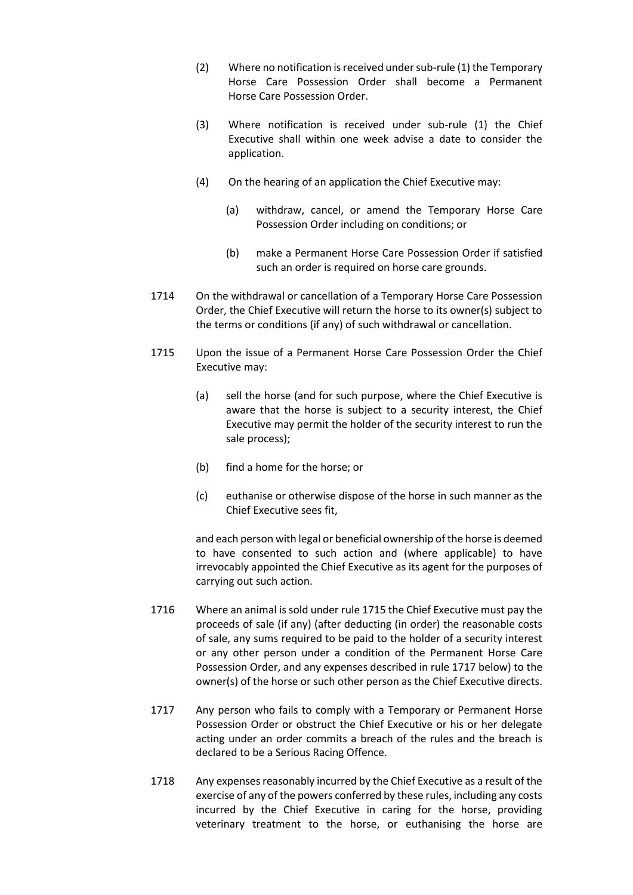(2) Where no notification is received under sub-rule (1) the Temporary Horse Care Possession Order shall become a Permanent Horse Care Possession Order.

(3) Where notification is received under sub-rule (1) the Chief Executive shall within one week advise a date to consider the application.

(4) On the hearing of an application the Chief Executive may:

(a) withdraw, cancel, or amend the Temporary Horse Care Possession Order including on conditions; or

(b) make a Permanent Horse Care Possession Order if satisfied such an order is required on horse care grounds.

1714 On the withdrawal or cancellation of a Temporary Horse Care Possession Order, the Chief Executive will return the horse to its owner(s) subject to the terms or conditions (if any) of such withdrawal or cancellation.

1715 Upon the issue of a Permanent Horse Care Possession Order the Chief Executive may:

(a) sell the horse (and for such purpose, where the Chief Executive is aware that the horse is subject to a security interest, the Chief Executive may permit the holder of the security interest to run the sale process);

(b) find a home for the horse; or

(c) euthanise or otherwise dispose of the horse in such manner as the Chief Executive sees fit,

and each person with legal or beneficial ownership of the horse is deemed to have consented to such action and (where applicable) to have irrevocably appointed the Chief Executive as its agent for the purposes of carrying out such action.

1716 Where an animal is sold under rule 1715 the Chief Executive must pay the proceeds of sale (if any) (after deducting (in order) the reasonable costs of sale, any sums required to be paid to the holder of a security interest or any other person under a condition of the Permanent Horse Care Possession Order, and any expenses described in rule 1717 below) to the owner(s) of the horse or such other person as the Chief Executive directs.

1717 Any person who fails to comply with a Temporary or Permanent Horse Possession Order or obstruct the Chief Executive or his or her delegate acting under an order commits a breach of the rules and the breach is declared to be a Serious Racing Offence.

1718 Any expenses reasonably incurred by the Chief Executive as a result of the exercise of any of the powers conferred by these rules, including any costs incurred by the Chief Executive in caring for the horse, providing veterinary treatment to the horse, or euthanising the horse are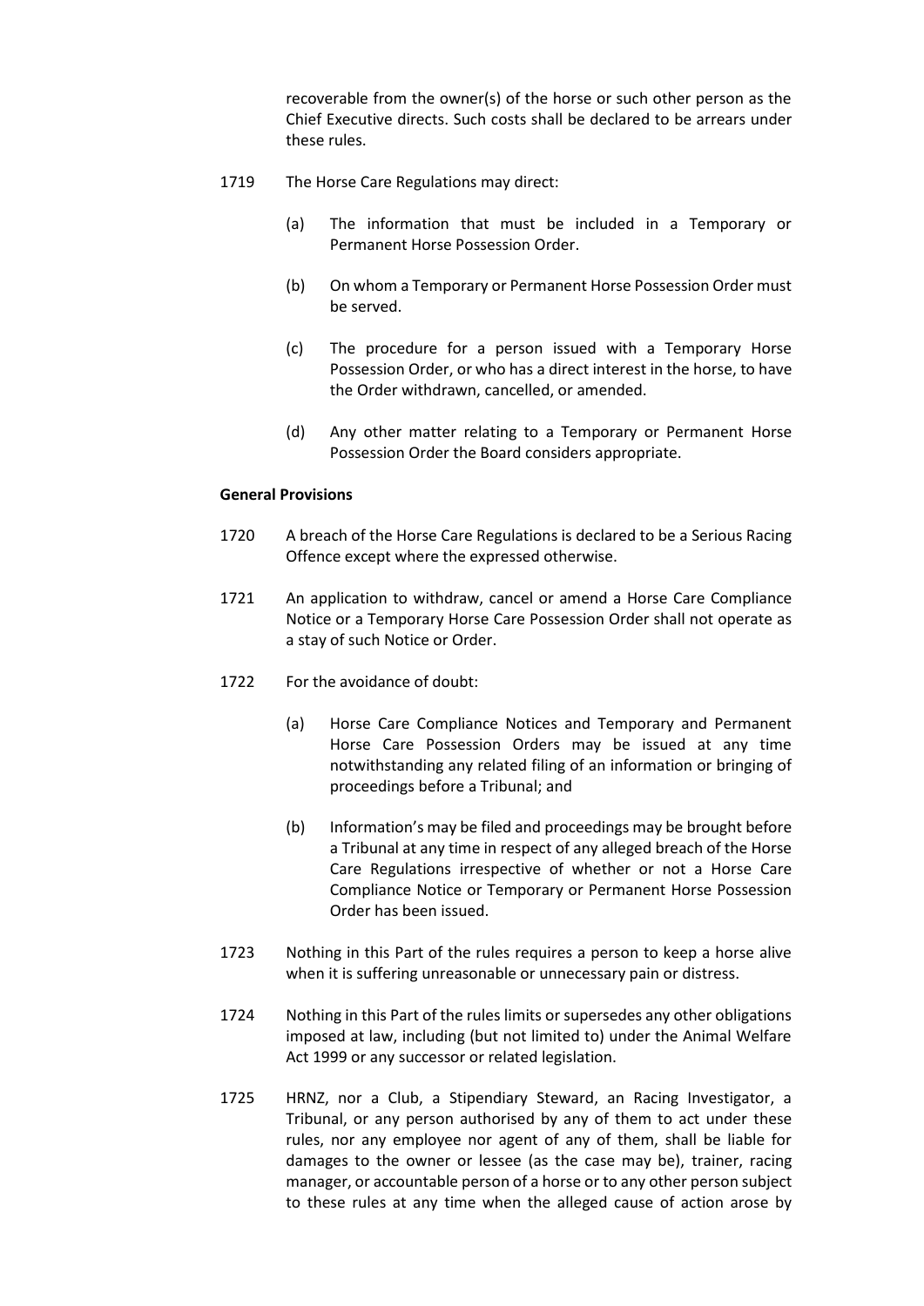recoverable from the owner(s) of the horse or such other person as the Chief Executive directs. Such costs shall be declared to be arrears under these rules.

1719 The Horse Care Regulations may direct:

(a) The information that must be included in a Temporary or Permanent Horse Possession Order.

(b) On whom a Temporary or Permanent Horse Possession Order must be served.

(c) The procedure for a person issued with a Temporary Horse Possession Order, or who has a direct interest in the horse, to have the Order withdrawn, cancelled, or amended.

(d) Any other matter relating to a Temporary or Permanent Horse Possession Order the Board considers appropriate.

**General Provisions**

1720 A breach of the Horse Care Regulations is declared to be a Serious Racing Offence except where the expressed otherwise.

1721 An application to withdraw, cancel or amend a Horse Care Compliance Notice or a Temporary Horse Care Possession Order shall not operate as a stay of such Notice or Order.

1722 For the avoidance of doubt:

(a) Horse Care Compliance Notices and Temporary and Permanent Horse Care Possession Orders may be issued at any time notwithstanding any related filing of an information or bringing of proceedings before a Tribunal; and

(b) Information's may be filed and proceedings may be brought before a Tribunal at any time in respect of any alleged breach of the Horse Care Regulations irrespective of whether or not a Horse Care Compliance Notice or Temporary or Permanent Horse Possession Order has been issued.

1723 Nothing in this Part of the rules requires a person to keep a horse alive when it is suffering unreasonable or unnecessary pain or distress.

1724 Nothing in this Part of the rules limits or supersedes any other obligations imposed at law, including (but not limited to) under the Animal Welfare Act 1999 or any successor or related legislation.

1725 HRNZ, nor a Club, a Stipendiary Steward, an Racing Investigator, a Tribunal, or any person authorised by any of them to act under these rules, nor any employee nor agent of any of them, shall be liable for damages to the owner or lessee (as the case may be), trainer, racing manager, or accountable person of a horse or to any other person subject to these rules at any time when the alleged cause of action arose by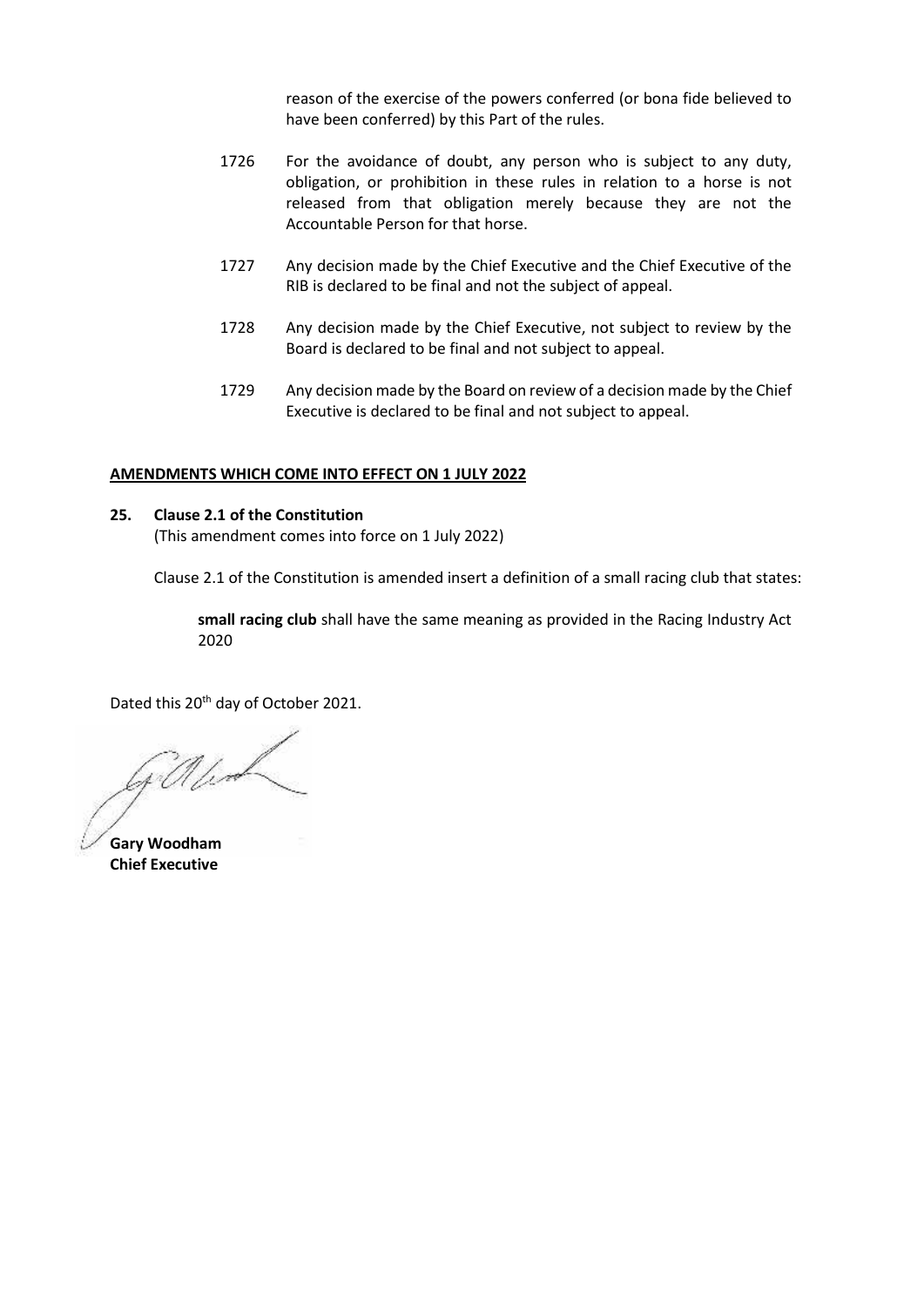reason of the exercise of the powers conferred (or bona fide believed to have been conferred) by this Part of the rules.

1726 For the avoidance of doubt, any person who is subject to any duty, obligation, or prohibition in these rules in relation to a horse is not released from that obligation merely because they are not the Accountable Person for that horse.

1727 Any decision made by the Chief Executive and the Chief Executive of the RIB is declared to be final and not the subject of appeal.

1728 Any decision made by the Chief Executive, not subject to review by the Board is declared to be final and not subject to appeal.

1729 Any decision made by the Board on review of a decision made by the Chief Executive is declared to be final and not subject to appeal.

**AMENDMENTS WHICH COME INTO EFFECT ON 1 JULY 2022**

**25. Clause 2.1 of the Constitution**
(This amendment comes into force on 1 July 2022)

Clause 2.1 of the Constitution is amended insert a definition of a small racing club that states:

> **small racing club** shall have the same meaning as provided in the Racing Industry Act 2020

Dated this 20th day of October 2021.

**Gary Woodham**
**Chief Executive**